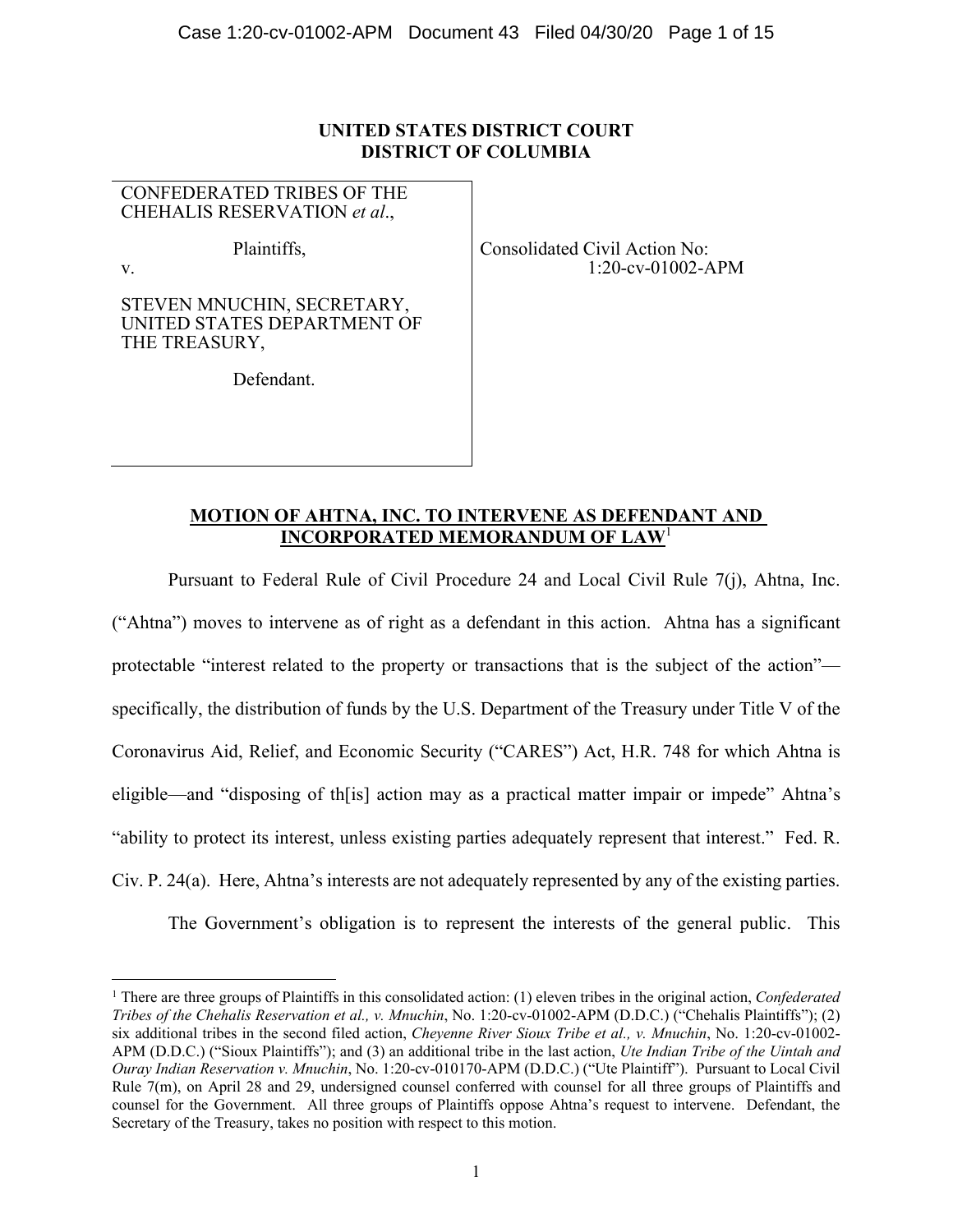**UNITED STATES DISTRICT COURT**
**DISTRICT OF COLUMBIA**

| | |
|---|---|
| CONFEDERATED TRIBES OF THE CHEHALIS RESERVATION *et al*.,<br><br>Plaintiffs,<br><br>v.<br><br>STEVEN MNUCHIN, SECRETARY, UNITED STATES DEPARTMENT OF THE TREASURY,<br><br>Defendant. | Consolidated Civil Action No:<br>1:20-cv-01002-APM |

**MOTION OF AHTNA, INC. TO INTERVENE AS DEFENDANT AND INCORPORATED MEMORANDUM OF LAW**[1]

Pursuant to Federal Rule of Civil Procedure 24 and Local Civil Rule 7(j), Ahtna, Inc. ("Ahtna") moves to intervene as of right as a defendant in this action. Ahtna has a significant protectable "interest related to the property or transactions that is the subject of the action"—specifically, the distribution of funds by the U.S. Department of the Treasury under Title V of the Coronavirus Aid, Relief, and Economic Security ("CARES") Act, H.R. 748 for which Ahtna is eligible—and "disposing of th[is] action may as a practical matter impair or impede" Ahtna's "ability to protect its interest, unless existing parties adequately represent that interest." Fed. R. Civ. P. 24(a). Here, Ahtna's interests are not adequately represented by any of the existing parties.

The Government's obligation is to represent the interests of the general public. This

---

[1] There are three groups of Plaintiffs in this consolidated action: (1) eleven tribes in the original action, *Confederated Tribes of the Chehalis Reservation et al., v. Mnuchin*, No. 1:20-cv-01002-APM (D.D.C.) ("Chehalis Plaintiffs"); (2) six additional tribes in the second filed action, *Cheyenne River Sioux Tribe et al., v. Mnuchin*, No. 1:20-cv-01002-APM (D.D.C.) ("Sioux Plaintiffs"); and (3) an additional tribe in the last action, *Ute Indian Tribe of the Uintah and Ouray Indian Reservation v. Mnuchin*, No. 1:20-cv-010170-APM (D.D.C.) ("Ute Plaintiff"). Pursuant to Local Civil Rule 7(m), on April 28 and 29, undersigned counsel conferred with counsel for all three groups of Plaintiffs and counsel for the Government. All three groups of Plaintiffs oppose Ahtna's request to intervene. Defendant, the Secretary of the Treasury, takes no position with respect to this motion.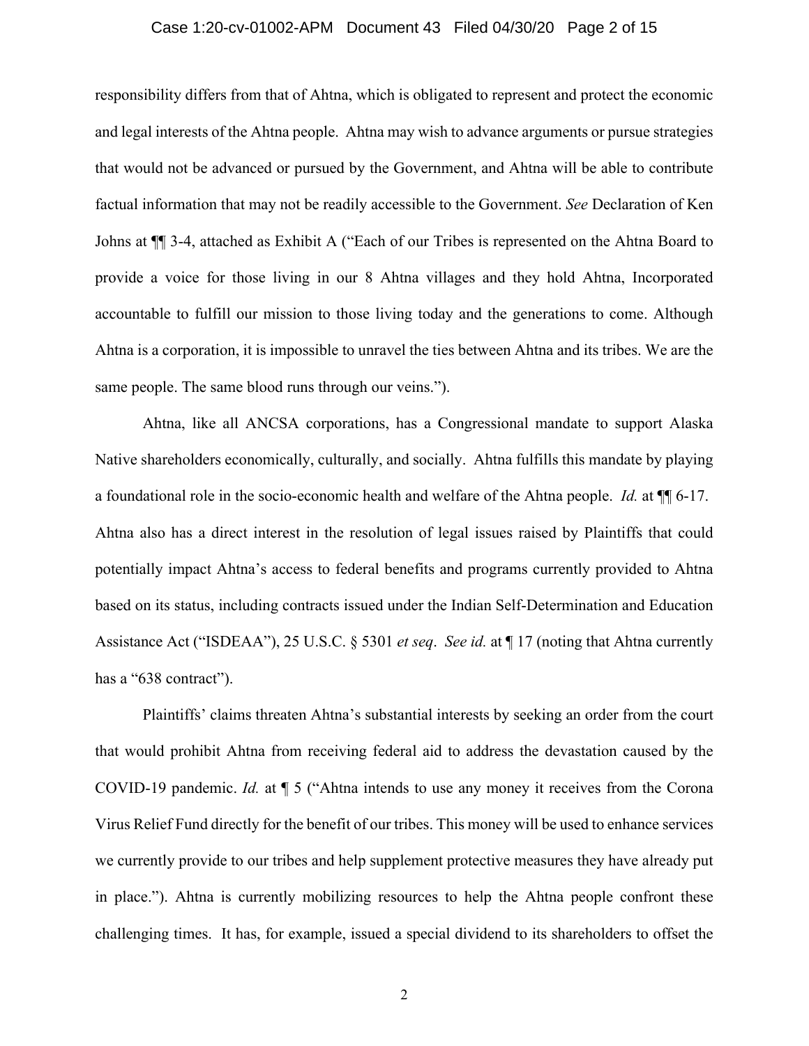responsibility differs from that of Ahtna, which is obligated to represent and protect the economic and legal interests of the Ahtna people. Ahtna may wish to advance arguments or pursue strategies that would not be advanced or pursued by the Government, and Ahtna will be able to contribute factual information that may not be readily accessible to the Government. *See* Declaration of Ken Johns at ¶¶ 3-4, attached as Exhibit A ("Each of our Tribes is represented on the Ahtna Board to provide a voice for those living in our 8 Ahtna villages and they hold Ahtna, Incorporated accountable to fulfill our mission to those living today and the generations to come. Although Ahtna is a corporation, it is impossible to unravel the ties between Ahtna and its tribes. We are the same people. The same blood runs through our veins.").

Ahtna, like all ANCSA corporations, has a Congressional mandate to support Alaska Native shareholders economically, culturally, and socially. Ahtna fulfills this mandate by playing a foundational role in the socio-economic health and welfare of the Ahtna people. *Id.* at ¶¶ 6-17. Ahtna also has a direct interest in the resolution of legal issues raised by Plaintiffs that could potentially impact Ahtna's access to federal benefits and programs currently provided to Ahtna based on its status, including contracts issued under the Indian Self-Determination and Education Assistance Act ("ISDEAA"), 25 U.S.C. § 5301 *et seq*. *See id.* at ¶ 17 (noting that Ahtna currently has a "638 contract").

Plaintiffs' claims threaten Ahtna's substantial interests by seeking an order from the court that would prohibit Ahtna from receiving federal aid to address the devastation caused by the COVID-19 pandemic. *Id.* at ¶ 5 ("Ahtna intends to use any money it receives from the Corona Virus Relief Fund directly for the benefit of our tribes. This money will be used to enhance services we currently provide to our tribes and help supplement protective measures they have already put in place."). Ahtna is currently mobilizing resources to help the Ahtna people confront these challenging times. It has, for example, issued a special dividend to its shareholders to offset the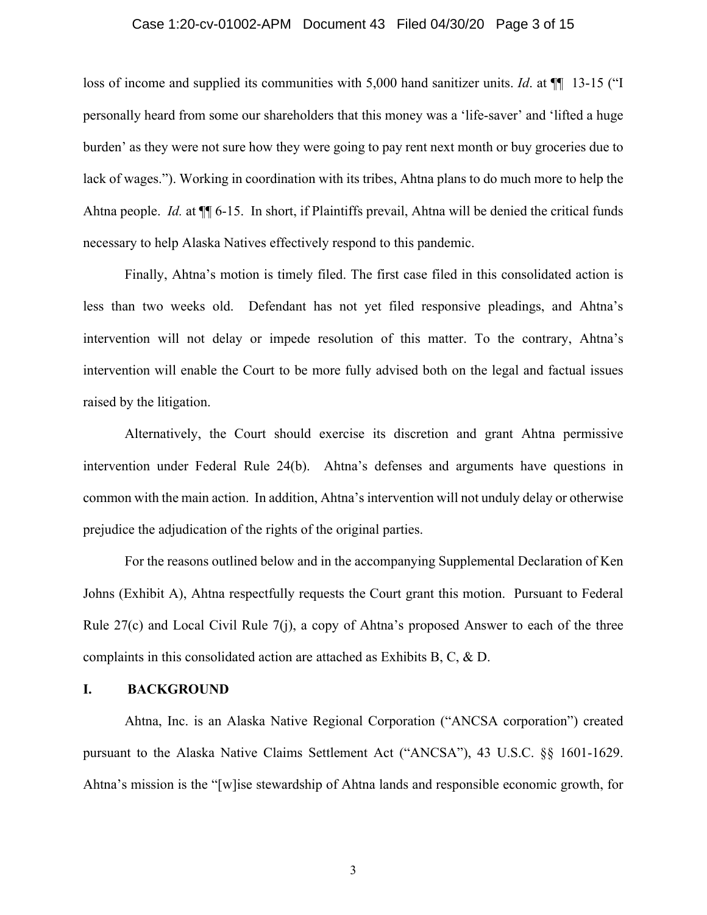loss of income and supplied its communities with 5,000 hand sanitizer units. *Id*. at ¶¶ 13-15 ("I personally heard from some our shareholders that this money was a 'life-saver' and 'lifted a huge burden' as they were not sure how they were going to pay rent next month or buy groceries due to lack of wages."). Working in coordination with its tribes, Ahtna plans to do much more to help the Ahtna people. *Id.* at ¶¶ 6-15. In short, if Plaintiffs prevail, Ahtna will be denied the critical funds necessary to help Alaska Natives effectively respond to this pandemic.

Finally, Ahtna's motion is timely filed. The first case filed in this consolidated action is less than two weeks old. Defendant has not yet filed responsive pleadings, and Ahtna's intervention will not delay or impede resolution of this matter. To the contrary, Ahtna's intervention will enable the Court to be more fully advised both on the legal and factual issues raised by the litigation.

Alternatively, the Court should exercise its discretion and grant Ahtna permissive intervention under Federal Rule 24(b). Ahtna's defenses and arguments have questions in common with the main action. In addition, Ahtna's intervention will not unduly delay or otherwise prejudice the adjudication of the rights of the original parties.

For the reasons outlined below and in the accompanying Supplemental Declaration of Ken Johns (Exhibit A), Ahtna respectfully requests the Court grant this motion. Pursuant to Federal Rule 27(c) and Local Civil Rule 7(j), a copy of Ahtna's proposed Answer to each of the three complaints in this consolidated action are attached as Exhibits B, C, & D.

## I. BACKGROUND

Ahtna, Inc. is an Alaska Native Regional Corporation ("ANCSA corporation") created pursuant to the Alaska Native Claims Settlement Act ("ANCSA"), 43 U.S.C. §§ 1601-1629. Ahtna's mission is the "[w]ise stewardship of Ahtna lands and responsible economic growth, for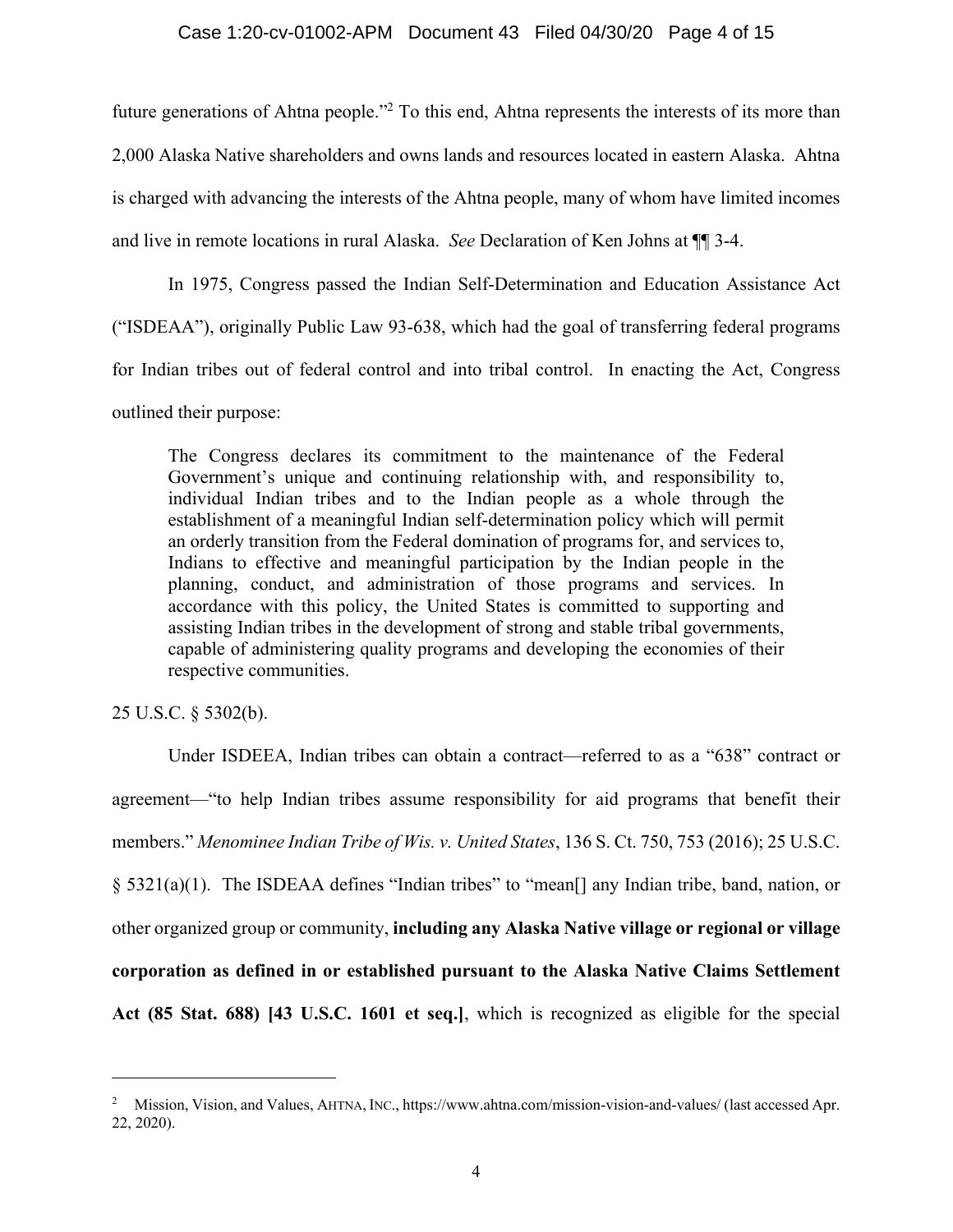future generations of Ahtna people."[2] To this end, Ahtna represents the interests of its more than 2,000 Alaska Native shareholders and owns lands and resources located in eastern Alaska. Ahtna is charged with advancing the interests of the Ahtna people, many of whom have limited incomes and live in remote locations in rural Alaska. *See* Declaration of Ken Johns at ¶¶ 3-4.

In 1975, Congress passed the Indian Self-Determination and Education Assistance Act ("ISDEAA"), originally Public Law 93-638, which had the goal of transferring federal programs for Indian tribes out of federal control and into tribal control. In enacting the Act, Congress outlined their purpose:

> The Congress declares its commitment to the maintenance of the Federal Government's unique and continuing relationship with, and responsibility to, individual Indian tribes and to the Indian people as a whole through the establishment of a meaningful Indian self-determination policy which will permit an orderly transition from the Federal domination of programs for, and services to, Indians to effective and meaningful participation by the Indian people in the planning, conduct, and administration of those programs and services. In accordance with this policy, the United States is committed to supporting and assisting Indian tribes in the development of strong and stable tribal governments, capable of administering quality programs and developing the economies of their respective communities.

25 U.S.C. § 5302(b).

Under ISDEEA, Indian tribes can obtain a contract—referred to as a "638" contract or agreement—"to help Indian tribes assume responsibility for aid programs that benefit their members." *Menominee Indian Tribe of Wis. v. United States*, 136 S. Ct. 750, 753 (2016); 25 U.S.C. § 5321(a)(1). The ISDEAA defines "Indian tribes" to "mean[] any Indian tribe, band, nation, or other organized group or community, **including any Alaska Native village or regional or village corporation as defined in or established pursuant to the Alaska Native Claims Settlement Act (85 Stat. 688) [43 U.S.C. 1601 et seq.]**, which is recognized as eligible for the special

---

[2] Mission, Vision, and Values, AHTNA, INC., https://www.ahtna.com/mission-vision-and-values/ (last accessed Apr. 22, 2020).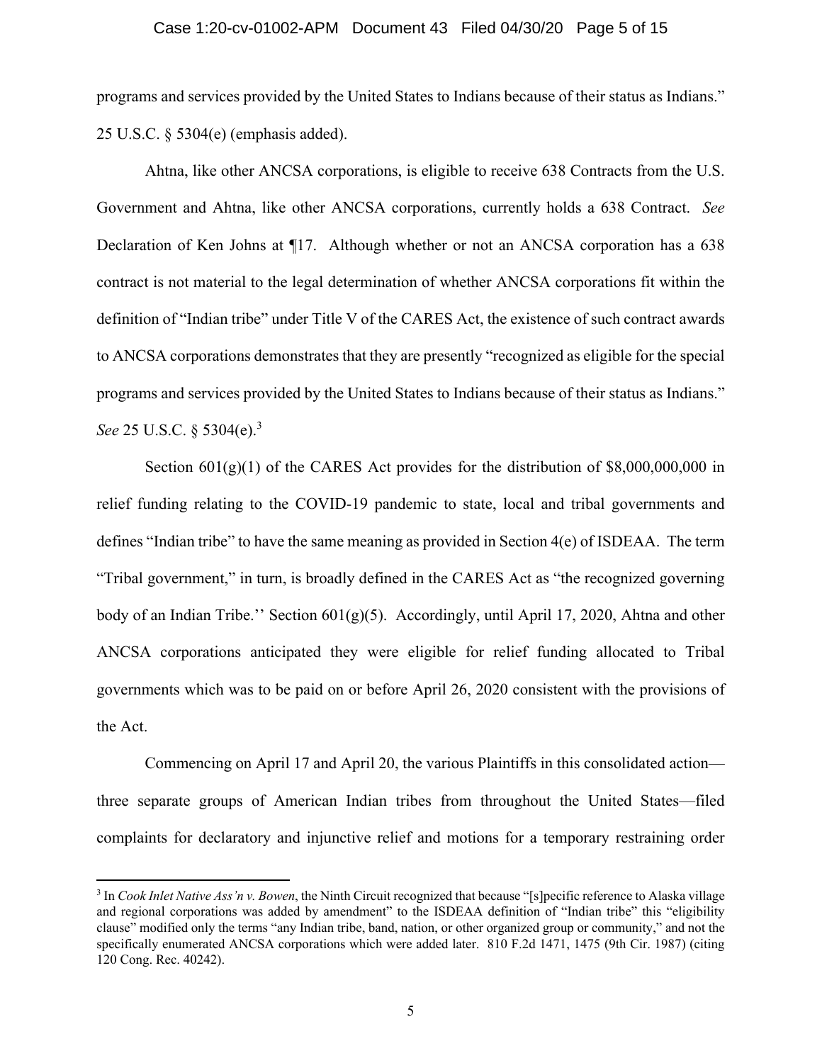programs and services provided by the United States to Indians because of their status as Indians." 25 U.S.C. § 5304(e) (emphasis added).

Ahtna, like other ANCSA corporations, is eligible to receive 638 Contracts from the U.S. Government and Ahtna, like other ANCSA corporations, currently holds a 638 Contract. *See* Declaration of Ken Johns at ¶17. Although whether or not an ANCSA corporation has a 638 contract is not material to the legal determination of whether ANCSA corporations fit within the definition of "Indian tribe" under Title V of the CARES Act, the existence of such contract awards to ANCSA corporations demonstrates that they are presently "recognized as eligible for the special programs and services provided by the United States to Indians because of their status as Indians." *See* 25 U.S.C. § 5304(e).[3]

Section 601(g)(1) of the CARES Act provides for the distribution of $8,000,000,000 in relief funding relating to the COVID-19 pandemic to state, local and tribal governments and defines "Indian tribe" to have the same meaning as provided in Section 4(e) of ISDEAA. The term "Tribal government," in turn, is broadly defined in the CARES Act as "the recognized governing body of an Indian Tribe.'' Section 601(g)(5). Accordingly, until April 17, 2020, Ahtna and other ANCSA corporations anticipated they were eligible for relief funding allocated to Tribal governments which was to be paid on or before April 26, 2020 consistent with the provisions of the Act.

Commencing on April 17 and April 20, the various Plaintiffs in this consolidated action—three separate groups of American Indian tribes from throughout the United States—filed complaints for declaratory and injunctive relief and motions for a temporary restraining order

---

[3] In *Cook Inlet Native Ass'n v. Bowen*, the Ninth Circuit recognized that because "[s]pecific reference to Alaska village and regional corporations was added by amendment" to the ISDEAA definition of "Indian tribe" this "eligibility clause" modified only the terms "any Indian tribe, band, nation, or other organized group or community," and not the specifically enumerated ANCSA corporations which were added later. 810 F.2d 1471, 1475 (9th Cir. 1987) (citing 120 Cong. Rec. 40242).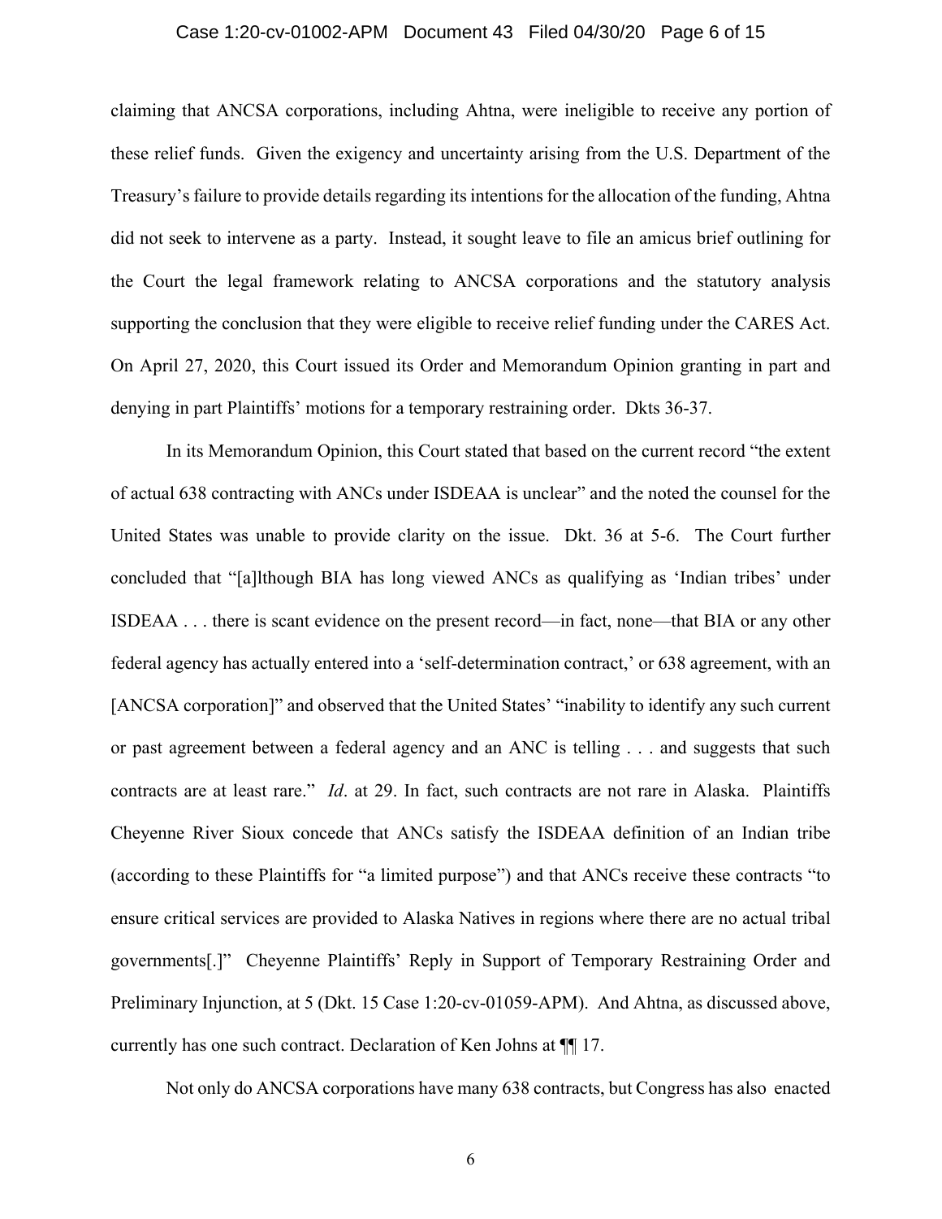claiming that ANCSA corporations, including Ahtna, were ineligible to receive any portion of these relief funds. Given the exigency and uncertainty arising from the U.S. Department of the Treasury's failure to provide details regarding its intentions for the allocation of the funding, Ahtna did not seek to intervene as a party. Instead, it sought leave to file an amicus brief outlining for the Court the legal framework relating to ANCSA corporations and the statutory analysis supporting the conclusion that they were eligible to receive relief funding under the CARES Act. On April 27, 2020, this Court issued its Order and Memorandum Opinion granting in part and denying in part Plaintiffs' motions for a temporary restraining order. Dkts 36-37.

In its Memorandum Opinion, this Court stated that based on the current record "the extent of actual 638 contracting with ANCs under ISDEAA is unclear" and the noted the counsel for the United States was unable to provide clarity on the issue. Dkt. 36 at 5-6. The Court further concluded that "[a]lthough BIA has long viewed ANCs as qualifying as 'Indian tribes' under ISDEAA . . . there is scant evidence on the present record—in fact, none—that BIA or any other federal agency has actually entered into a 'self-determination contract,' or 638 agreement, with an [ANCSA corporation]" and observed that the United States' "inability to identify any such current or past agreement between a federal agency and an ANC is telling . . . and suggests that such contracts are at least rare." *Id*. at 29. In fact, such contracts are not rare in Alaska. Plaintiffs Cheyenne River Sioux concede that ANCs satisfy the ISDEAA definition of an Indian tribe (according to these Plaintiffs for "a limited purpose") and that ANCs receive these contracts "to ensure critical services are provided to Alaska Natives in regions where there are no actual tribal governments[.]" Cheyenne Plaintiffs' Reply in Support of Temporary Restraining Order and Preliminary Injunction, at 5 (Dkt. 15 Case 1:20-cv-01059-APM). And Ahtna, as discussed above, currently has one such contract. Declaration of Ken Johns at ¶¶ 17.

Not only do ANCSA corporations have many 638 contracts, but Congress has also enacted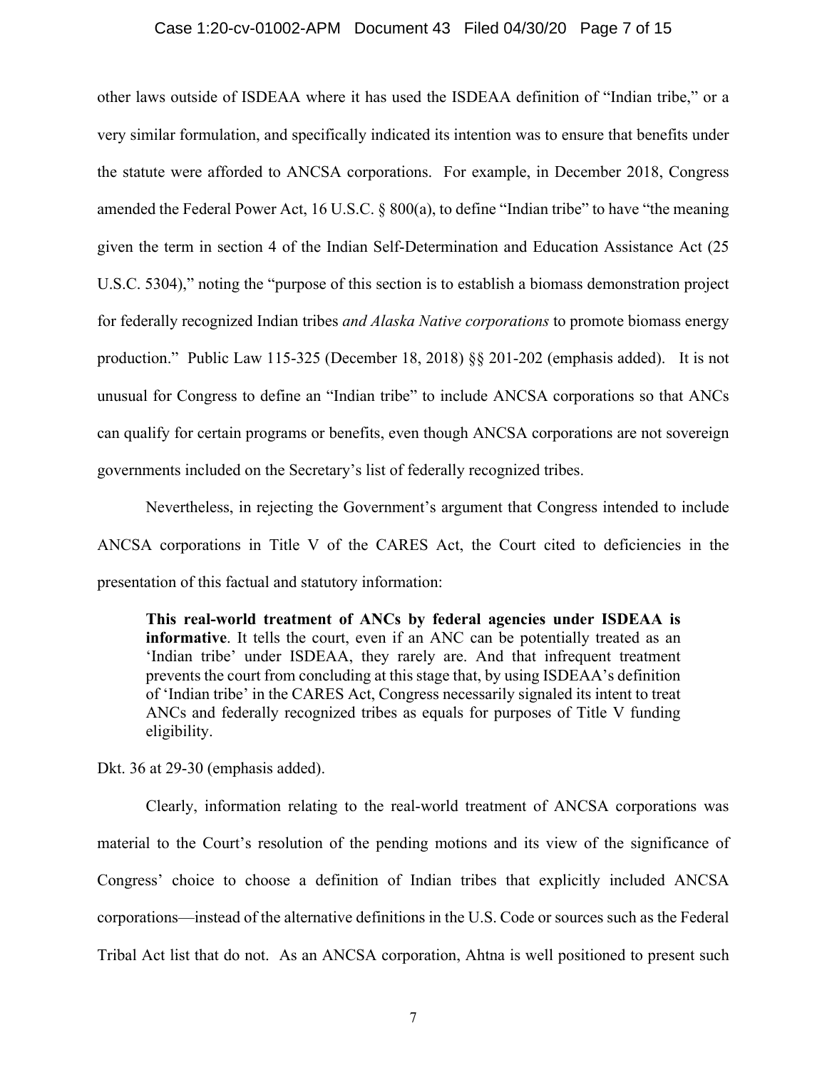other laws outside of ISDEAA where it has used the ISDEAA definition of "Indian tribe," or a very similar formulation, and specifically indicated its intention was to ensure that benefits under the statute were afforded to ANCSA corporations. For example, in December 2018, Congress amended the Federal Power Act, 16 U.S.C. § 800(a), to define "Indian tribe" to have "the meaning given the term in section 4 of the Indian Self-Determination and Education Assistance Act (25 U.S.C. 5304)," noting the "purpose of this section is to establish a biomass demonstration project for federally recognized Indian tribes *and Alaska Native corporations* to promote biomass energy production." Public Law 115-325 (December 18, 2018) §§ 201-202 (emphasis added). It is not unusual for Congress to define an "Indian tribe" to include ANCSA corporations so that ANCs can qualify for certain programs or benefits, even though ANCSA corporations are not sovereign governments included on the Secretary's list of federally recognized tribes.

Nevertheless, in rejecting the Government's argument that Congress intended to include ANCSA corporations in Title V of the CARES Act, the Court cited to deficiencies in the presentation of this factual and statutory information:

> **This real-world treatment of ANCs by federal agencies under ISDEAA is informative**. It tells the court, even if an ANC can be potentially treated as an 'Indian tribe' under ISDEAA, they rarely are. And that infrequent treatment prevents the court from concluding at this stage that, by using ISDEAA's definition of 'Indian tribe' in the CARES Act, Congress necessarily signaled its intent to treat ANCs and federally recognized tribes as equals for purposes of Title V funding eligibility.

Dkt. 36 at 29-30 (emphasis added).

Clearly, information relating to the real-world treatment of ANCSA corporations was material to the Court's resolution of the pending motions and its view of the significance of Congress' choice to choose a definition of Indian tribes that explicitly included ANCSA corporations—instead of the alternative definitions in the U.S. Code or sources such as the Federal Tribal Act list that do not. As an ANCSA corporation, Ahtna is well positioned to present such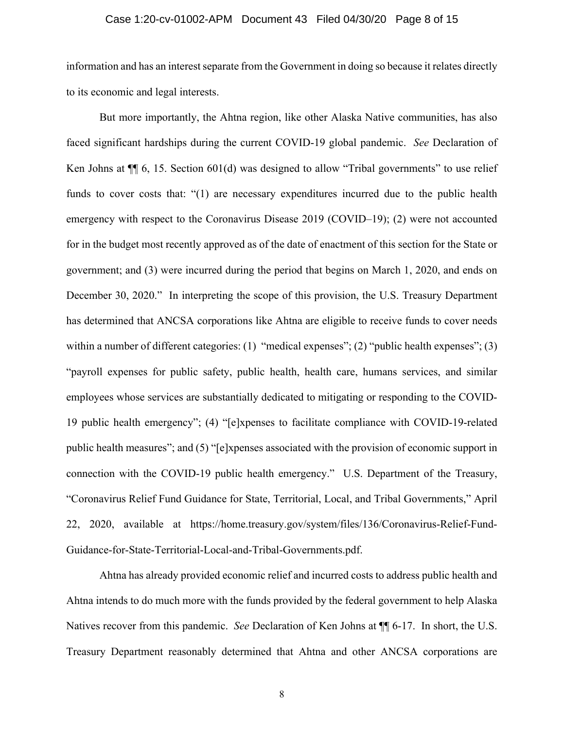information and has an interest separate from the Government in doing so because it relates directly to its economic and legal interests.

But more importantly, the Ahtna region, like other Alaska Native communities, has also faced significant hardships during the current COVID-19 global pandemic. *See* Declaration of Ken Johns at ¶¶ 6, 15. Section 601(d) was designed to allow "Tribal governments" to use relief funds to cover costs that: "(1) are necessary expenditures incurred due to the public health emergency with respect to the Coronavirus Disease 2019 (COVID–19); (2) were not accounted for in the budget most recently approved as of the date of enactment of this section for the State or government; and (3) were incurred during the period that begins on March 1, 2020, and ends on December 30, 2020." In interpreting the scope of this provision, the U.S. Treasury Department has determined that ANCSA corporations like Ahtna are eligible to receive funds to cover needs within a number of different categories: (1) "medical expenses"; (2) "public health expenses"; (3) "payroll expenses for public safety, public health, health care, humans services, and similar employees whose services are substantially dedicated to mitigating or responding to the COVID-19 public health emergency"; (4) "[e]xpenses to facilitate compliance with COVID-19-related public health measures"; and (5) "[e]xpenses associated with the provision of economic support in connection with the COVID-19 public health emergency." U.S. Department of the Treasury, "Coronavirus Relief Fund Guidance for State, Territorial, Local, and Tribal Governments," April 22, 2020, available at https://home.treasury.gov/system/files/136/Coronavirus-Relief-Fund-Guidance-for-State-Territorial-Local-and-Tribal-Governments.pdf.

Ahtna has already provided economic relief and incurred costs to address public health and Ahtna intends to do much more with the funds provided by the federal government to help Alaska Natives recover from this pandemic. *See* Declaration of Ken Johns at ¶¶ 6-17. In short, the U.S. Treasury Department reasonably determined that Ahtna and other ANCSA corporations are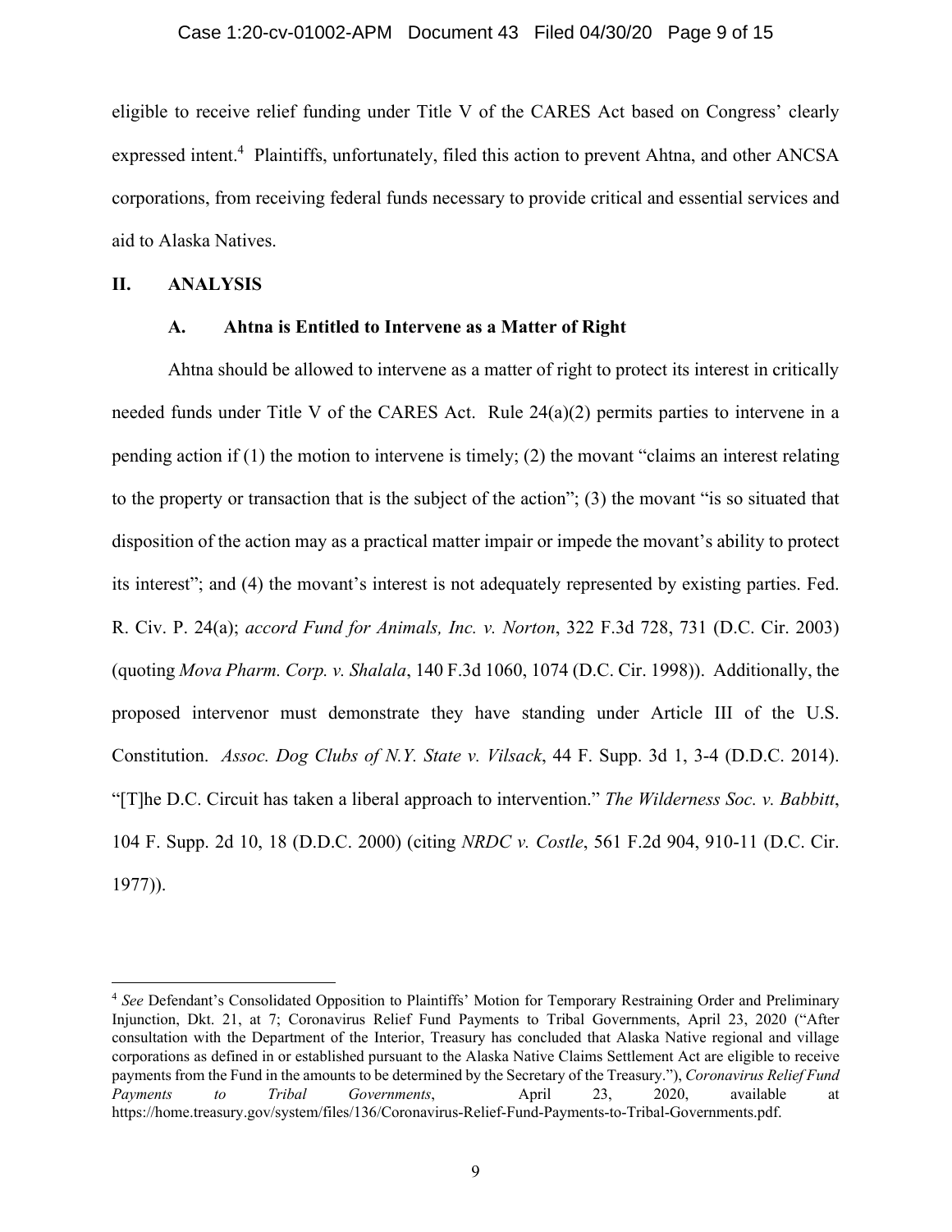eligible to receive relief funding under Title V of the CARES Act based on Congress' clearly expressed intent.[4] Plaintiffs, unfortunately, filed this action to prevent Ahtna, and other ANCSA corporations, from receiving federal funds necessary to provide critical and essential services and aid to Alaska Natives.

## II. ANALYSIS

### A. Ahtna is Entitled to Intervene as a Matter of Right

Ahtna should be allowed to intervene as a matter of right to protect its interest in critically needed funds under Title V of the CARES Act. Rule 24(a)(2) permits parties to intervene in a pending action if (1) the motion to intervene is timely; (2) the movant "claims an interest relating to the property or transaction that is the subject of the action"; (3) the movant "is so situated that disposition of the action may as a practical matter impair or impede the movant's ability to protect its interest"; and (4) the movant's interest is not adequately represented by existing parties. Fed. R. Civ. P. 24(a); *accord Fund for Animals, Inc. v. Norton*, 322 F.3d 728, 731 (D.C. Cir. 2003) (quoting *Mova Pharm. Corp. v. Shalala*, 140 F.3d 1060, 1074 (D.C. Cir. 1998)). Additionally, the proposed intervenor must demonstrate they have standing under Article III of the U.S. Constitution. *Assoc. Dog Clubs of N.Y. State v. Vilsack*, 44 F. Supp. 3d 1, 3-4 (D.D.C. 2014). "[T]he D.C. Circuit has taken a liberal approach to intervention." *The Wilderness Soc. v. Babbitt*, 104 F. Supp. 2d 10, 18 (D.D.C. 2000) (citing *NRDC v. Costle*, 561 F.2d 904, 910-11 (D.C. Cir. 1977)).

---

[4] *See* Defendant's Consolidated Opposition to Plaintiffs' Motion for Temporary Restraining Order and Preliminary Injunction, Dkt. 21, at 7; Coronavirus Relief Fund Payments to Tribal Governments, April 23, 2020 ("After consultation with the Department of the Interior, Treasury has concluded that Alaska Native regional and village corporations as defined in or established pursuant to the Alaska Native Claims Settlement Act are eligible to receive payments from the Fund in the amounts to be determined by the Secretary of the Treasury."), *Coronavirus Relief Fund Payments to Tribal Governments*, April 23, 2020, available at https://home.treasury.gov/system/files/136/Coronavirus-Relief-Fund-Payments-to-Tribal-Governments.pdf.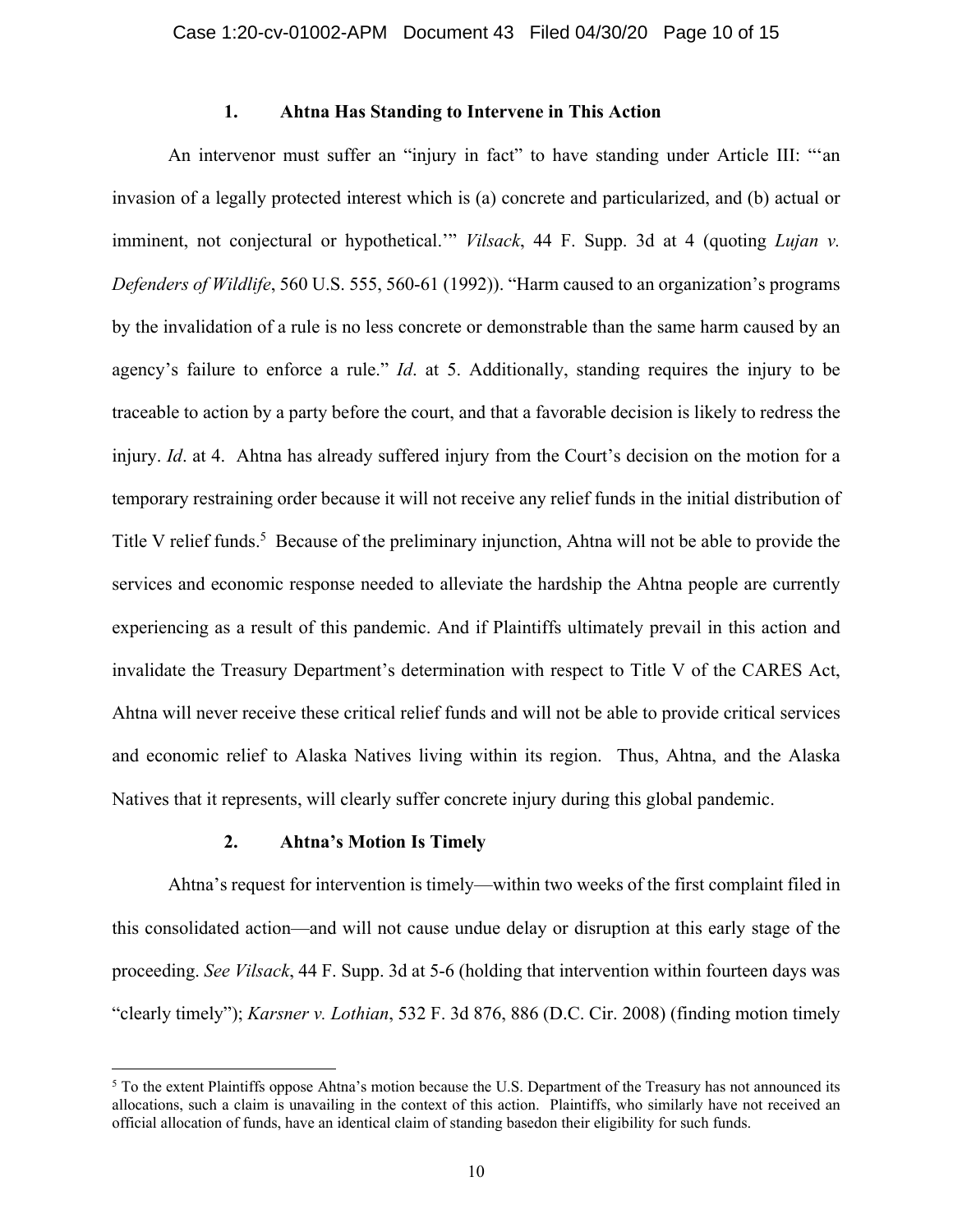### 1. Ahtna Has Standing to Intervene in This Action

An intervenor must suffer an "injury in fact" to have standing under Article III: "'an invasion of a legally protected interest which is (a) concrete and particularized, and (b) actual or imminent, not conjectural or hypothetical.'" *Vilsack*, 44 F. Supp. 3d at 4 (quoting *Lujan v. Defenders of Wildlife*, 560 U.S. 555, 560-61 (1992)). "Harm caused to an organization's programs by the invalidation of a rule is no less concrete or demonstrable than the same harm caused by an agency's failure to enforce a rule." *Id*. at 5. Additionally, standing requires the injury to be traceable to action by a party before the court, and that a favorable decision is likely to redress the injury. *Id*. at 4. Ahtna has already suffered injury from the Court's decision on the motion for a temporary restraining order because it will not receive any relief funds in the initial distribution of Title V relief funds.[5] Because of the preliminary injunction, Ahtna will not be able to provide the services and economic response needed to alleviate the hardship the Ahtna people are currently experiencing as a result of this pandemic. And if Plaintiffs ultimately prevail in this action and invalidate the Treasury Department's determination with respect to Title V of the CARES Act, Ahtna will never receive these critical relief funds and will not be able to provide critical services and economic relief to Alaska Natives living within its region. Thus, Ahtna, and the Alaska Natives that it represents, will clearly suffer concrete injury during this global pandemic.

### 2. Ahtna's Motion Is Timely

Ahtna's request for intervention is timely—within two weeks of the first complaint filed in this consolidated action—and will not cause undue delay or disruption at this early stage of the proceeding. *See Vilsack*, 44 F. Supp. 3d at 5-6 (holding that intervention within fourteen days was "clearly timely"); *Karsner v. Lothian*, 532 F. 3d 876, 886 (D.C. Cir. 2008) (finding motion timely

[5] To the extent Plaintiffs oppose Ahtna's motion because the U.S. Department of the Treasury has not announced its allocations, such a claim is unavailing in the context of this action. Plaintiffs, who similarly have not received an official allocation of funds, have an identical claim of standing basedon their eligibility for such funds.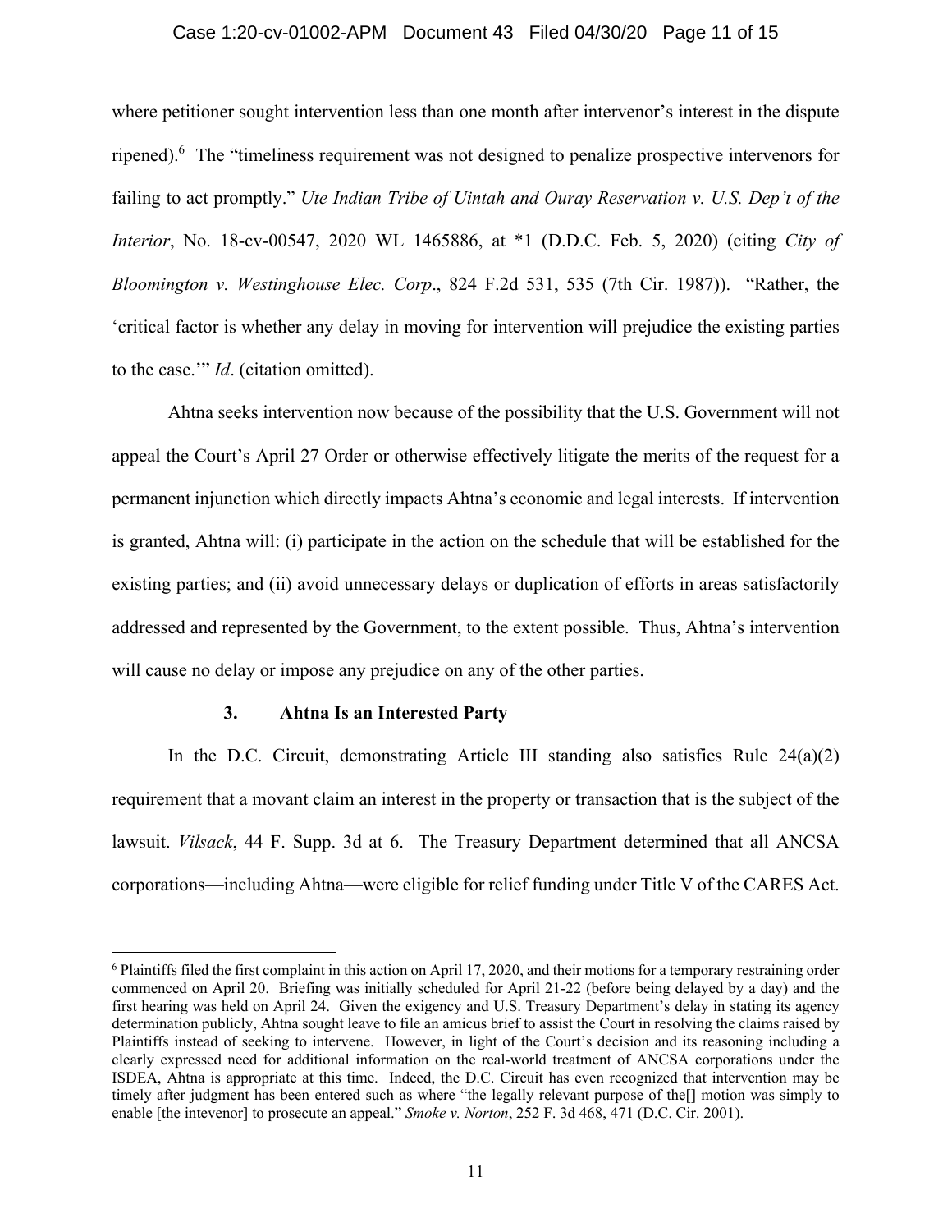where petitioner sought intervention less than one month after intervenor's interest in the dispute ripened).[6] The "timeliness requirement was not designed to penalize prospective intervenors for failing to act promptly." *Ute Indian Tribe of Uintah and Ouray Reservation v. U.S. Dep't of the Interior*, No. 18-cv-00547, 2020 WL 1465886, at *1 (D.D.C. Feb. 5, 2020) (citing *City of Bloomington v. Westinghouse Elec. Corp*., 824 F.2d 531, 535 (7th Cir. 1987)). "Rather, the 'critical factor is whether any delay in moving for intervention will prejudice the existing parties to the case.'" *Id*. (citation omitted).

Ahtna seeks intervention now because of the possibility that the U.S. Government will not appeal the Court's April 27 Order or otherwise effectively litigate the merits of the request for a permanent injunction which directly impacts Ahtna's economic and legal interests. If intervention is granted, Ahtna will: (i) participate in the action on the schedule that will be established for the existing parties; and (ii) avoid unnecessary delays or duplication of efforts in areas satisfactorily addressed and represented by the Government, to the extent possible. Thus, Ahtna's intervention will cause no delay or impose any prejudice on any of the other parties.

### 3. Ahtna Is an Interested Party

In the D.C. Circuit, demonstrating Article III standing also satisfies Rule 24(a)(2) requirement that a movant claim an interest in the property or transaction that is the subject of the lawsuit. *Vilsack*, 44 F. Supp. 3d at 6. The Treasury Department determined that all ANCSA corporations—including Ahtna—were eligible for relief funding under Title V of the CARES Act.

---

[6] Plaintiffs filed the first complaint in this action on April 17, 2020, and their motions for a temporary restraining order commenced on April 20. Briefing was initially scheduled for April 21-22 (before being delayed by a day) and the first hearing was held on April 24. Given the exigency and U.S. Treasury Department's delay in stating its agency determination publicly, Ahtna sought leave to file an amicus brief to assist the Court in resolving the claims raised by Plaintiffs instead of seeking to intervene. However, in light of the Court's decision and its reasoning including a clearly expressed need for additional information on the real-world treatment of ANCSA corporations under the ISDEA, Ahtna is appropriate at this time. Indeed, the D.C. Circuit has even recognized that intervention may be timely after judgment has been entered such as where "the legally relevant purpose of the[] motion was simply to enable [the intevenor] to prosecute an appeal." *Smoke v. Norton*, 252 F. 3d 468, 471 (D.C. Cir. 2001).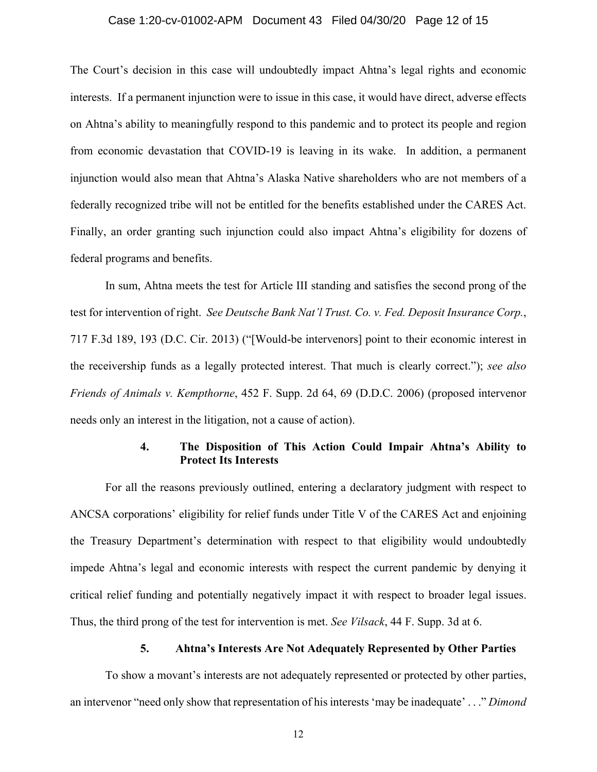The Court's decision in this case will undoubtedly impact Ahtna's legal rights and economic interests. If a permanent injunction were to issue in this case, it would have direct, adverse effects on Ahtna's ability to meaningfully respond to this pandemic and to protect its people and region from economic devastation that COVID-19 is leaving in its wake. In addition, a permanent injunction would also mean that Ahtna's Alaska Native shareholders who are not members of a federally recognized tribe will not be entitled for the benefits established under the CARES Act. Finally, an order granting such injunction could also impact Ahtna's eligibility for dozens of federal programs and benefits.

In sum, Ahtna meets the test for Article III standing and satisfies the second prong of the test for intervention of right. *See Deutsche Bank Nat'l Trust. Co. v. Fed. Deposit Insurance Corp.*, 717 F.3d 189, 193 (D.C. Cir. 2013) ("[Would-be intervenors] point to their economic interest in the receivership funds as a legally protected interest. That much is clearly correct."); *see also Friends of Animals v. Kempthorne*, 452 F. Supp. 2d 64, 69 (D.D.C. 2006) (proposed intervenor needs only an interest in the litigation, not a cause of action).

#### 4. The Disposition of This Action Could Impair Ahtna's Ability to Protect Its Interests

For all the reasons previously outlined, entering a declaratory judgment with respect to ANCSA corporations' eligibility for relief funds under Title V of the CARES Act and enjoining the Treasury Department's determination with respect to that eligibility would undoubtedly impede Ahtna's legal and economic interests with respect the current pandemic by denying it critical relief funding and potentially negatively impact it with respect to broader legal issues. Thus, the third prong of the test for intervention is met. *See Vilsack*, 44 F. Supp. 3d at 6.

#### 5. Ahtna's Interests Are Not Adequately Represented by Other Parties

To show a movant's interests are not adequately represented or protected by other parties, an intervenor "need only show that representation of his interests 'may be inadequate' . . ." *Dimond*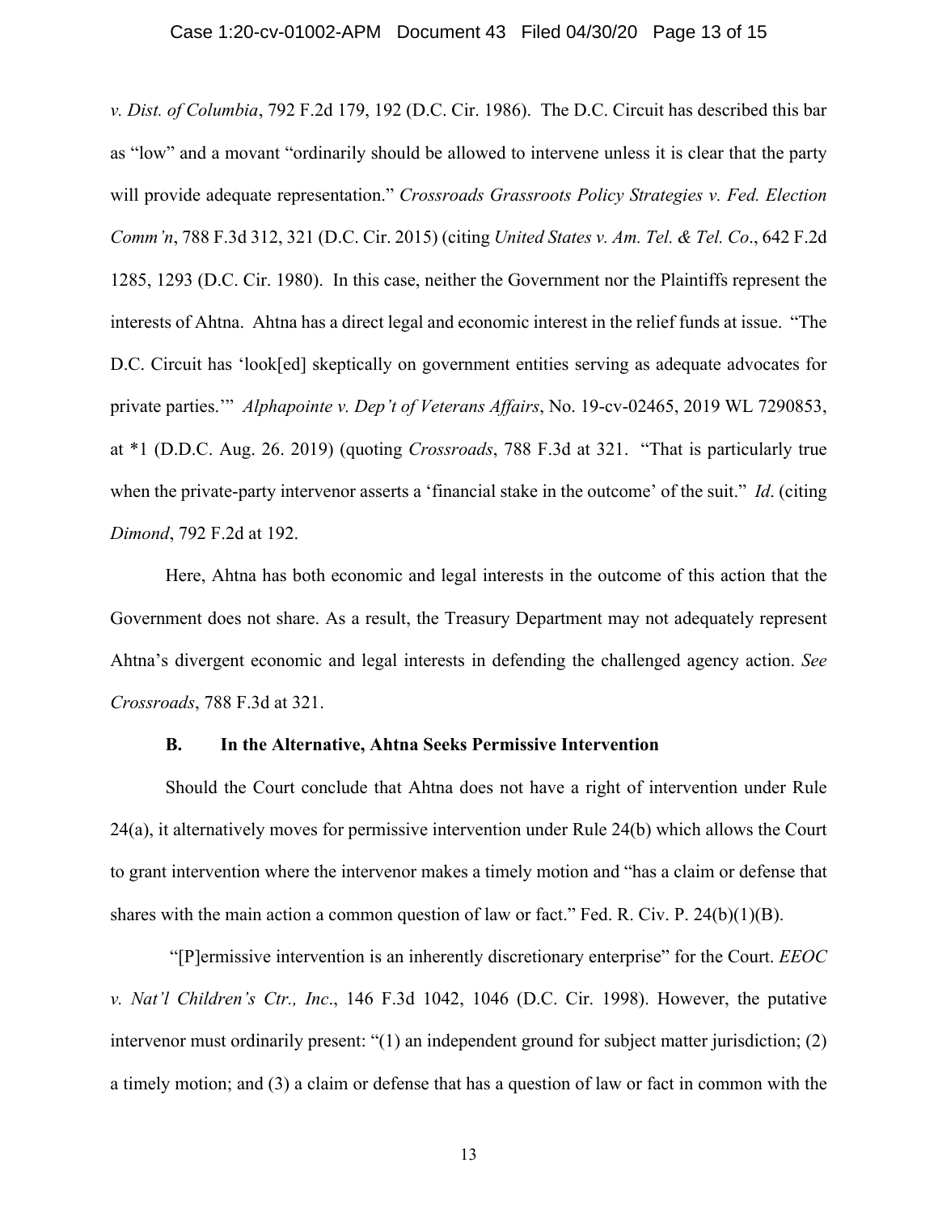*v. Dist. of Columbia*, 792 F.2d 179, 192 (D.C. Cir. 1986). The D.C. Circuit has described this bar as "low" and a movant "ordinarily should be allowed to intervene unless it is clear that the party will provide adequate representation." *Crossroads Grassroots Policy Strategies v. Fed. Election Comm'n*, 788 F.3d 312, 321 (D.C. Cir. 2015) (citing *United States v. Am. Tel. & Tel. Co*., 642 F.2d 1285, 1293 (D.C. Cir. 1980). In this case, neither the Government nor the Plaintiffs represent the interests of Ahtna. Ahtna has a direct legal and economic interest in the relief funds at issue. "The D.C. Circuit has 'look[ed] skeptically on government entities serving as adequate advocates for private parties.'" *Alphapointe v. Dep't of Veterans Affairs*, No. 19-cv-02465, 2019 WL 7290853, at *1 (D.D.C. Aug. 26. 2019) (quoting *Crossroads*, 788 F.3d at 321. "That is particularly true when the private-party intervenor asserts a 'financial stake in the outcome' of the suit." *Id*. (citing *Dimond*, 792 F.2d at 192.

Here, Ahtna has both economic and legal interests in the outcome of this action that the Government does not share. As a result, the Treasury Department may not adequately represent Ahtna's divergent economic and legal interests in defending the challenged agency action. *See Crossroads*, 788 F.3d at 321.

### B. In the Alternative, Ahtna Seeks Permissive Intervention

Should the Court conclude that Ahtna does not have a right of intervention under Rule 24(a), it alternatively moves for permissive intervention under Rule 24(b) which allows the Court to grant intervention where the intervenor makes a timely motion and "has a claim or defense that shares with the main action a common question of law or fact." Fed. R. Civ. P. 24(b)(1)(B).

"[P]ermissive intervention is an inherently discretionary enterprise" for the Court. *EEOC v. Nat'l Children's Ctr., Inc*., 146 F.3d 1042, 1046 (D.C. Cir. 1998). However, the putative intervenor must ordinarily present: "(1) an independent ground for subject matter jurisdiction; (2) a timely motion; and (3) a claim or defense that has a question of law or fact in common with the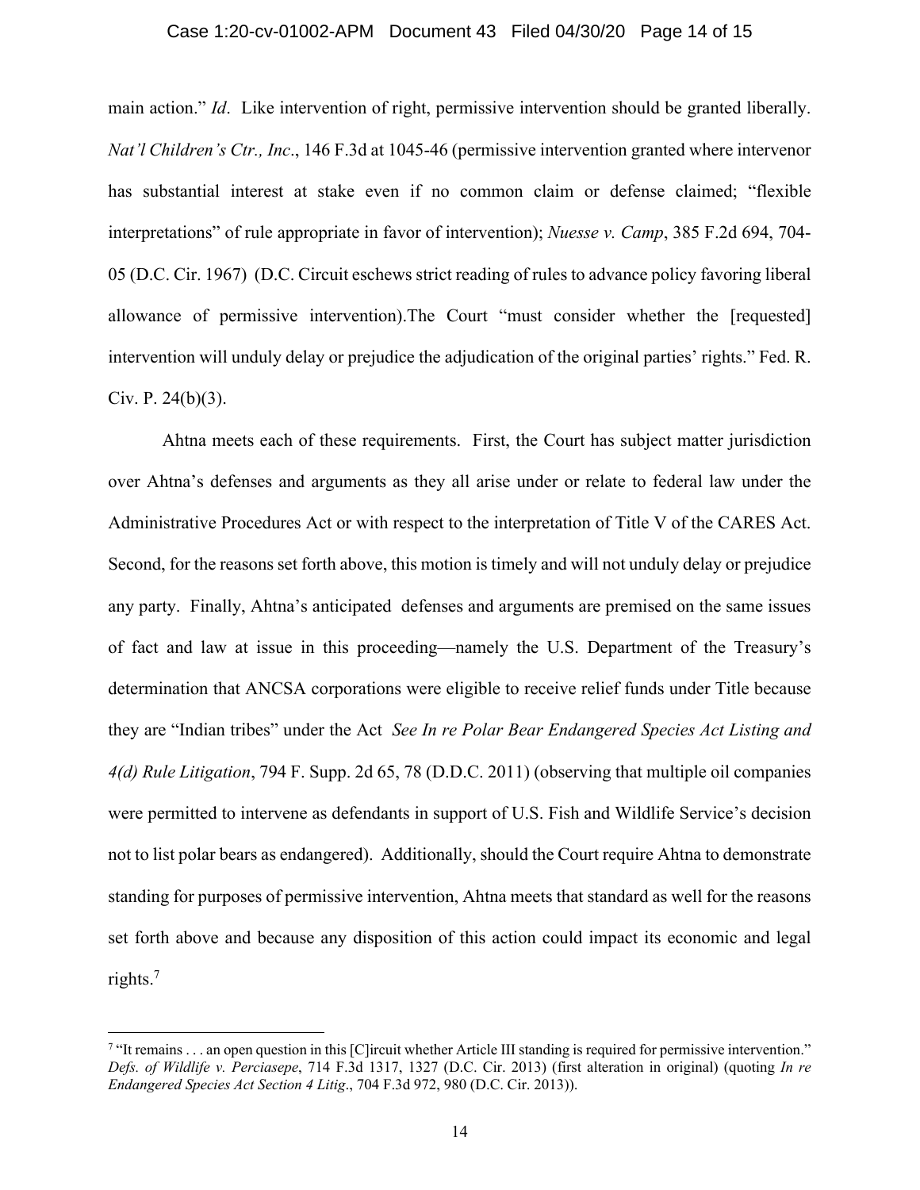main action." *Id*. Like intervention of right, permissive intervention should be granted liberally. *Nat'l Children's Ctr., Inc*., 146 F.3d at 1045-46 (permissive intervention granted where intervenor has substantial interest at stake even if no common claim or defense claimed; "flexible interpretations" of rule appropriate in favor of intervention); *Nuesse v. Camp*, 385 F.2d 694, 704-05 (D.C. Cir. 1967) (D.C. Circuit eschews strict reading of rules to advance policy favoring liberal allowance of permissive intervention).The Court "must consider whether the [requested] intervention will unduly delay or prejudice the adjudication of the original parties' rights." Fed. R. Civ. P. 24(b)(3).

Ahtna meets each of these requirements. First, the Court has subject matter jurisdiction over Ahtna's defenses and arguments as they all arise under or relate to federal law under the Administrative Procedures Act or with respect to the interpretation of Title V of the CARES Act. Second, for the reasons set forth above, this motion is timely and will not unduly delay or prejudice any party. Finally, Ahtna's anticipated defenses and arguments are premised on the same issues of fact and law at issue in this proceeding—namely the U.S. Department of the Treasury's determination that ANCSA corporations were eligible to receive relief funds under Title because they are "Indian tribes" under the Act *See In re Polar Bear Endangered Species Act Listing and 4(d) Rule Litigation*, 794 F. Supp. 2d 65, 78 (D.D.C. 2011) (observing that multiple oil companies were permitted to intervene as defendants in support of U.S. Fish and Wildlife Service's decision not to list polar bears as endangered). Additionally, should the Court require Ahtna to demonstrate standing for purposes of permissive intervention, Ahtna meets that standard as well for the reasons set forth above and because any disposition of this action could impact its economic and legal rights.[7]

[7] "It remains . . . an open question in this [C]ircuit whether Article III standing is required for permissive intervention." *Defs. of Wildlife v. Perciasepe*, 714 F.3d 1317, 1327 (D.C. Cir. 2013) (first alteration in original) (quoting *In re Endangered Species Act Section 4 Litig*., 704 F.3d 972, 980 (D.C. Cir. 2013)).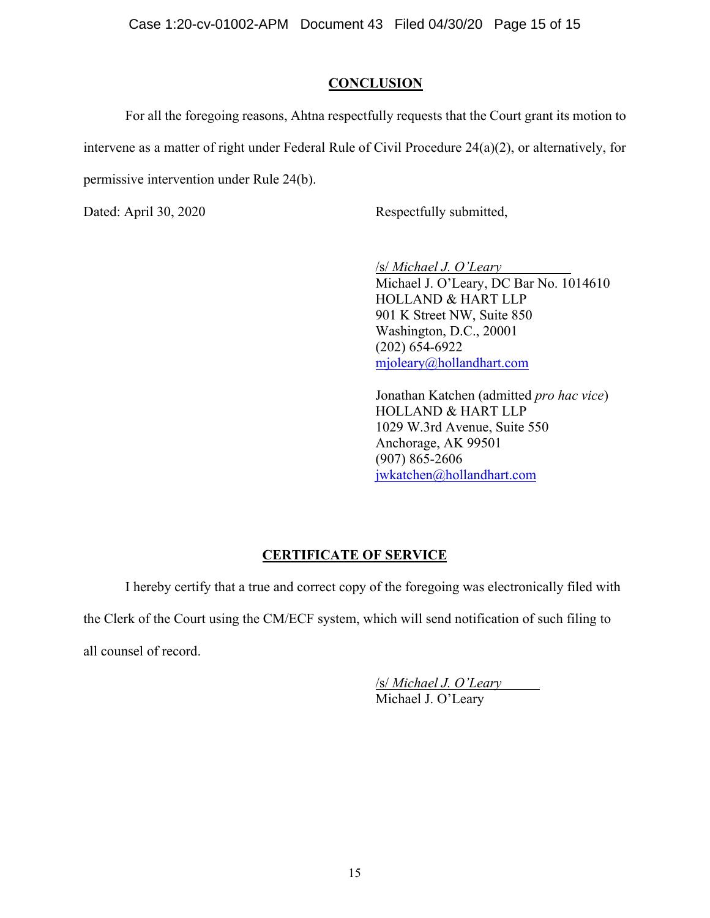## CONCLUSION

For all the foregoing reasons, Ahtna respectfully requests that the Court grant its motion to intervene as a matter of right under Federal Rule of Civil Procedure 24(a)(2), or alternatively, for permissive intervention under Rule 24(b).

Dated: April 30, 2020

Respectfully submitted,

/s/ *Michael J. O'Leary*
Michael J. O'Leary, DC Bar No. 1014610
HOLLAND & HART LLP
901 K Street NW, Suite 850
Washington, D.C., 20001
(202) 654-6922
mjoleary@hollandhart.com

Jonathan Katchen (admitted *pro hac vice*)
HOLLAND & HART LLP
1029 W.3rd Avenue, Suite 550
Anchorage, AK 99501
(907) 865-2606
jwkatchen@hollandhart.com

## CERTIFICATE OF SERVICE

I hereby certify that a true and correct copy of the foregoing was electronically filed with the Clerk of the Court using the CM/ECF system, which will send notification of such filing to all counsel of record.

/s/ *Michael J. O'Leary*
Michael J. O'Leary